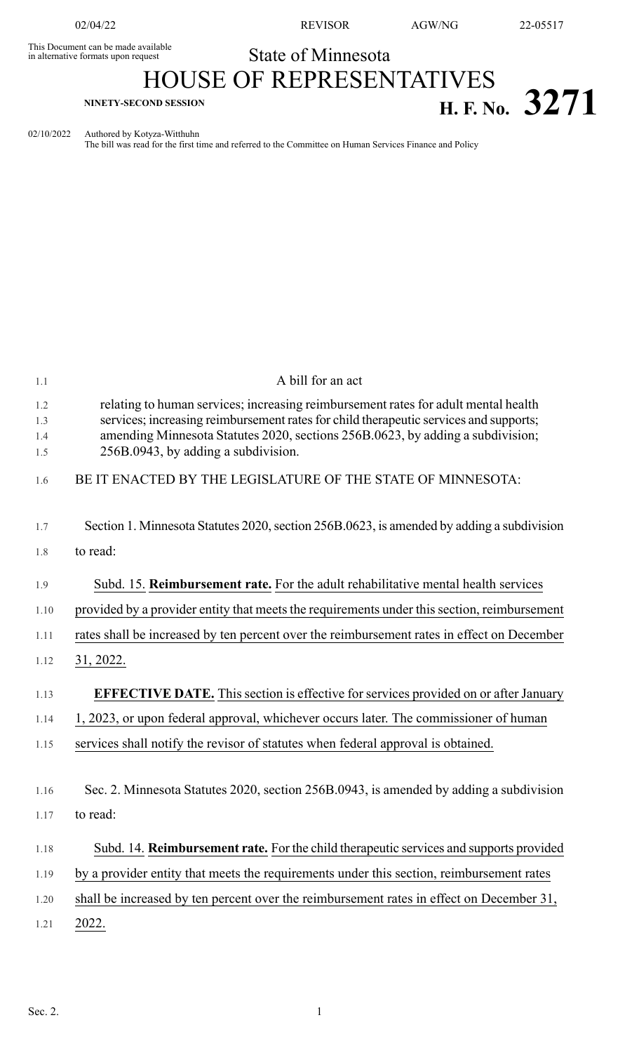02/04/22 REVISOR AGW/NG 22-05517

This Document can be made available in alternative formats upon request

State of Minnesota

# HOUSE OF REPRESENTATIVES

**NINETY-SECOND SESSION**

# H. F. No. 3271

02/10/2022 Authored by Kotyza-Witthuhn
The bill was read for the first time and referred to the Committee on Human Services Finance and Policy

A bill for an act

relating to human services; increasing reimbursement rates for adult mental health services; increasing reimbursement rates for child therapeutic services and supports; amending Minnesota Statutes 2020, sections 256B.0623, by adding a subdivision; 256B.0943, by adding a subdivision.

BE IT ENACTED BY THE LEGISLATURE OF THE STATE OF MINNESOTA:

Section 1. Minnesota Statutes 2020, section 256B.0623, is amended by adding a subdivision to read:

Subd. 15. **Reimbursement rate.** For the adult rehabilitative mental health services provided by a provider entity that meets the requirements under this section, reimbursement rates shall be increased by ten percent over the reimbursement rates in effect on December 31, 2022.

**EFFECTIVE DATE.** This section is effective for services provided on or after January 1, 2023, or upon federal approval, whichever occurs later. The commissioner of human services shall notify the revisor of statutes when federal approval is obtained.

Sec. 2. Minnesota Statutes 2020, section 256B.0943, is amended by adding a subdivision to read:

Subd. 14. **Reimbursement rate.** For the child therapeutic services and supports provided by a provider entity that meets the requirements under this section, reimbursement rates shall be increased by ten percent over the reimbursement rates in effect on December 31, 2022.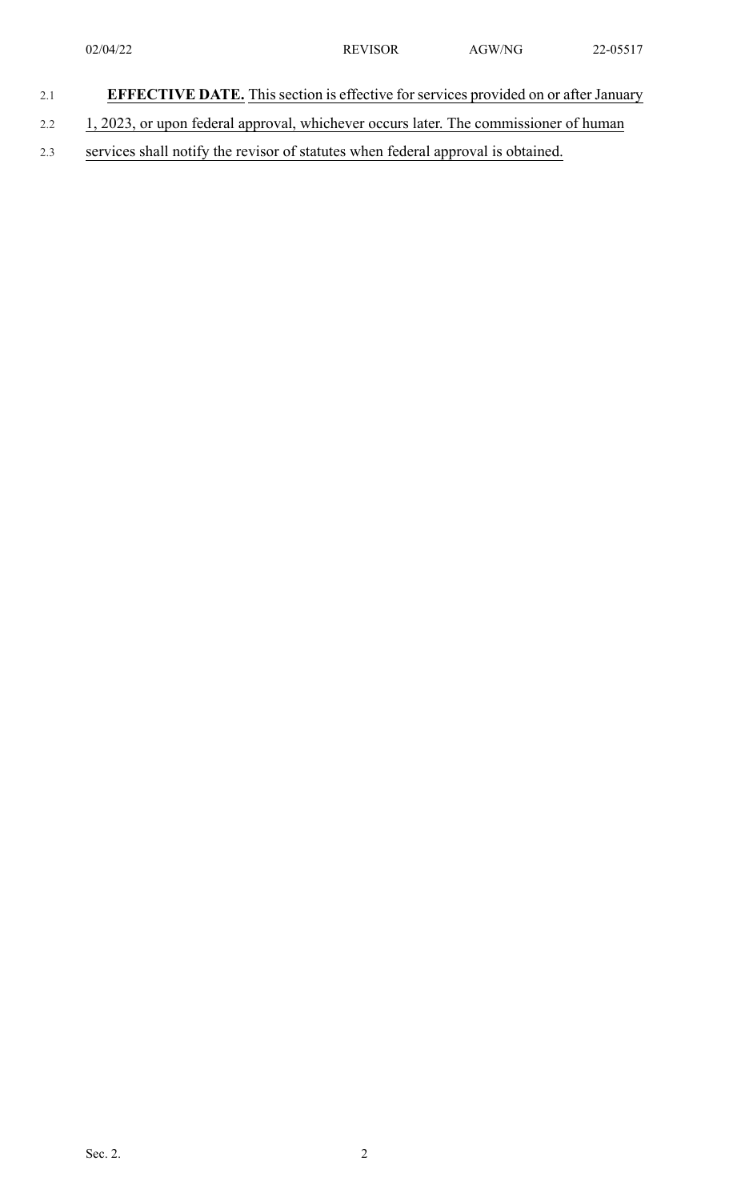**EFFECTIVE DATE.** This section is effective for services provided on or after January 1, 2023, or upon federal approval, whichever occurs later. The commissioner of human services shall notify the revisor of statutes when federal approval is obtained.